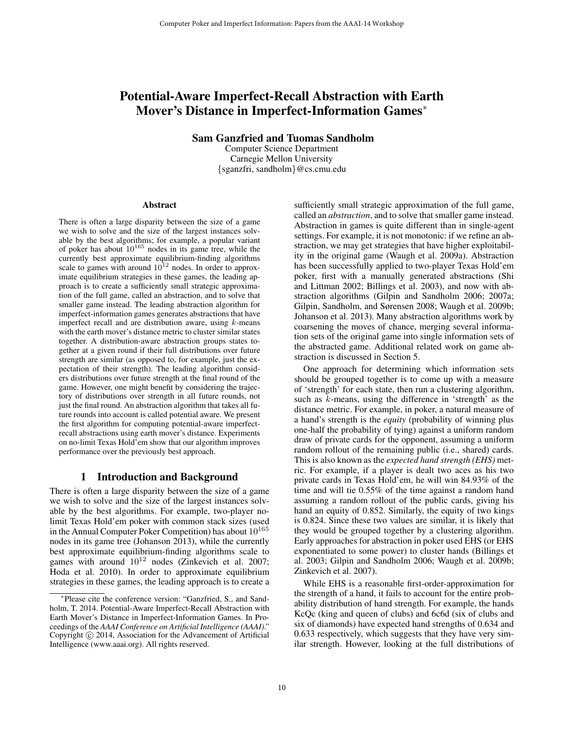# Potential-Aware Imperfect-Recall Abstraction with Earth Mover's Distance in Imperfect-Information Games*

**Sam Ganzfried and Tuomas Sandholm**
Computer Science Department
Carnegie Mellon University
{sganzfri, sandholm}@cs.cmu.edu

## Abstract

There is often a large disparity between the size of a game we wish to solve and the size of the largest instances solvable by the best algorithms; for example, a popular variant of poker has about $10^{165}$ nodes in its game tree, while the currently best approximate equilibrium-finding algorithms scale to games with around $10^{12}$ nodes. In order to approximate equilibrium strategies in these games, the leading approach is to create a sufficiently small strategic approximation of the full game, called an abstraction, and to solve that smaller game instead. The leading abstraction algorithm for imperfect-information games generates abstractions that have imperfect recall and are distribution aware, using $k$-means with the earth mover's distance metric to cluster similar states together. A distribution-aware abstraction groups states together at a given round if their full distributions over future strength are similar (as opposed to, for example, just the expectation of their strength). The leading algorithm considers distributions over future strength at the final round of the game. However, one might benefit by considering the trajectory of distributions over strength in all future rounds, not just the final round. An abstraction algorithm that takes all future rounds into account is called potential aware. We present the first algorithm for computing potential-aware imperfect-recall abstractions using earth mover's distance. Experiments on no-limit Texas Hold'em show that our algorithm improves performance over the previously best approach.

## 1 Introduction and Background

There is often a large disparity between the size of a game we wish to solve and the size of the largest instances solvable by the best algorithms. For example, two-player no-limit Texas Hold'em poker with common stack sizes (used in the Annual Computer Poker Competition) has about $10^{165}$ nodes in its game tree (Johanson 2013), while the currently best approximate equilibrium-finding algorithms scale to games with around $10^{12}$ nodes (Zinkevich et al. 2007; Hoda et al. 2010). In order to approximate equilibrium strategies in these games, the leading approach is to create a sufficiently small strategic approximation of the full game, called an *abstraction*, and to solve that smaller game instead. Abstraction in games is quite different than in single-agent settings. For example, it is not monotonic: if we refine an abstraction, we may get strategies that have higher exploitability in the original game (Waugh et al. 2009a). Abstraction has been successfully applied to two-player Texas Hold'em poker, first with a manually generated abstractions (Shi and Littman 2002; Billings et al. 2003), and now with abstraction algorithms (Gilpin and Sandholm 2006; 2007a; Gilpin, Sandholm, and Sørensen 2008; Waugh et al. 2009b; Johanson et al. 2013). Many abstraction algorithms work by coarsening the moves of chance, merging several information sets of the original game into single information sets of the abstracted game. Additional related work on game abstraction is discussed in Section 5.

One approach for determining which information sets should be grouped together is to come up with a measure of 'strength' for each state, then run a clustering algorithm, such as $k$-means, using the difference in 'strength' as the distance metric. For example, in poker, a natural measure of a hand's strength is the *equity* (probability of winning plus one-half the probability of tying) against a uniform random draw of private cards for the opponent, assuming a uniform random rollout of the remaining public (i.e., shared) cards. This is also known as the *expected hand strength (EHS)* metric. For example, if a player is dealt two aces as his two private cards in Texas Hold'em, he will win 84.93% of the time and will tie 0.55% of the time against a random hand assuming a random rollout of the public cards, giving his hand an equity of 0.852. Similarly, the equity of two kings is 0.824. Since these two values are similar, it is likely that they would be grouped together by a clustering algorithm. Early approaches for abstraction in poker used EHS (or EHS exponentiated to some power) to cluster hands (Billings et al. 2003; Gilpin and Sandholm 2006; Waugh et al. 2009b; Zinkevich et al. 2007).

While EHS is a reasonable first-order-approximation for the strength of a hand, it fails to account for the entire probability distribution of hand strength. For example, the hands KcQc (king and queen of clubs) and 6c6d (six of clubs and six of diamonds) have expected hand strengths of 0.634 and 0.633 respectively, which suggests that they have very similar strength. However, looking at the full distributions of

*Please cite the conference version: "Ganzfried, S., and Sandholm, T. 2014. Potential-Aware Imperfect-Recall Abstraction with Earth Mover's Distance in Imperfect-Information Games. In Proceedings of the *AAAI Conference on Artificial Intelligence (AAAI)*." Copyright © 2014, Association for the Advancement of Artificial Intelligence (www.aaai.org). All rights reserved.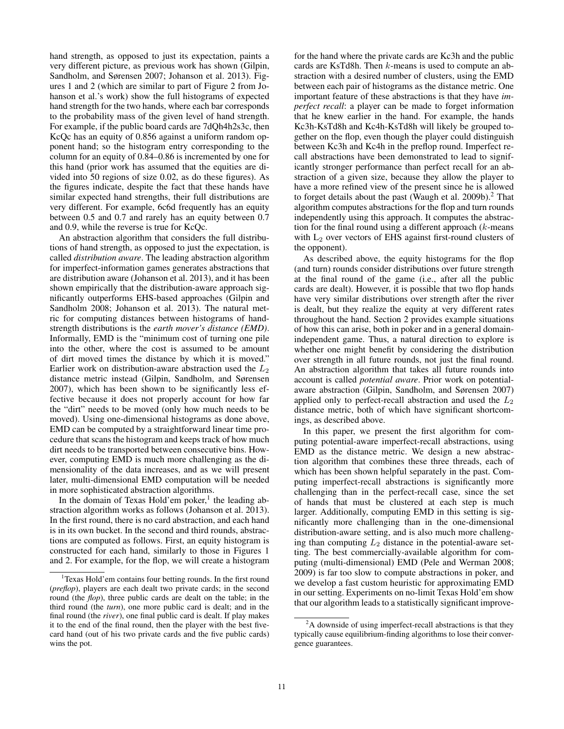hand strength, as opposed to just its expectation, paints a very different picture, as previous work has shown (Gilpin, Sandholm, and Sørensen 2007; Johanson et al. 2013). Figures 1 and 2 (which are similar to part of Figure 2 from Johanson et al.'s work) show the full histograms of expected hand strength for the two hands, where each bar corresponds to the probability mass of the given level of hand strength. For example, if the public board cards are 7dQh4h2s3c, then KcQc has an equity of 0.856 against a uniform random opponent hand; so the histogram entry corresponding to the column for an equity of 0.84–0.86 is incremented by one for this hand (prior work has assumed that the equities are divided into 50 regions of size 0.02, as do these figures). As the figures indicate, despite the fact that these hands have similar expected hand strengths, their full distributions are very different. For example, 6c6d frequently has an equity between 0.5 and 0.7 and rarely has an equity between 0.7 and 0.9, while the reverse is true for KcQc.

An abstraction algorithm that considers the full distributions of hand strength, as opposed to just the expectation, is called *distribution aware*. The leading abstraction algorithm for imperfect-information games generates abstractions that are distribution aware (Johanson et al. 2013), and it has been shown empirically that the distribution-aware approach significantly outperforms EHS-based approaches (Gilpin and Sandholm 2008; Johanson et al. 2013). The natural metric for computing distances between histograms of hand-strength distributions is the *earth mover's distance (EMD)*. Informally, EMD is the "minimum cost of turning one pile into the other, where the cost is assumed to be amount of dirt moved times the distance by which it is moved." Earlier work on distribution-aware abstraction used the $L_2$ distance metric instead (Gilpin, Sandholm, and Sørensen 2007), which has been shown to be significantly less effective because it does not properly account for how far the "dirt" needs to be moved (only how much needs to be moved). Using one-dimensional histograms as done above, EMD can be computed by a straightforward linear time procedure that scans the histogram and keeps track of how much dirt needs to be transported between consecutive bins. However, computing EMD is much more challenging as the dimensionality of the data increases, and as we will present later, multi-dimensional EMD computation will be needed in more sophisticated abstraction algorithms.

In the domain of Texas Hold'em poker,[1] the leading abstraction algorithm works as follows (Johanson et al. 2013). In the first round, there is no card abstraction, and each hand is in its own bucket. In the second and third rounds, abstractions are computed as follows. First, an equity histogram is constructed for each hand, similarly to those in Figures 1 and 2. For example, for the flop, we will create a histogram for the hand where the private cards are Kc3h and the public cards are KsTd8h. Then $k$-means is used to compute an abstraction with a desired number of clusters, using the EMD between each pair of histograms as the distance metric. One important feature of these abstractions is that they have *imperfect recall*: a player can be made to forget information that he knew earlier in the hand. For example, the hands Kc3h-KsTd8h and Kc4h-KsTd8h will likely be grouped together on the flop, even though the player could distinguish between Kc3h and Kc4h in the preflop round. Imperfect recall abstractions have been demonstrated to lead to significantly stronger performance than perfect recall for an abstraction of a given size, because they allow the player to have a more refined view of the present since he is allowed to forget details about the past (Waugh et al. 2009b).[2] That algorithm computes abstractions for the flop and turn rounds independently using this approach. It computes the abstraction for the final round using a different approach ($k$-means with $L_2$ over vectors of EHS against first-round clusters of the opponent).

As described above, the equity histograms for the flop (and turn) rounds consider distributions over future strength at the final round of the game (i.e., after all the public cards are dealt). However, it is possible that two flop hands have very similar distributions over strength after the river is dealt, but they realize the equity at very different rates throughout the hand. Section 2 provides example situations of how this can arise, both in poker and in a general domain-independent game. Thus, a natural direction to explore is whether one might benefit by considering the distribution over strength in all future rounds, not just the final round. An abstraction algorithm that takes all future rounds into account is called *potential aware*. Prior work on potential-aware abstraction (Gilpin, Sandholm, and Sørensen 2007) applied only to perfect-recall abstraction and used the $L_2$ distance metric, both of which have significant shortcomings, as described above.

In this paper, we present the first algorithm for computing potential-aware imperfect-recall abstractions, using EMD as the distance metric. We design a new abstraction algorithm that combines these three threads, each of which has been shown helpful separately in the past. Computing imperfect-recall abstractions is significantly more challenging than in the perfect-recall case, since the set of hands that must be clustered at each step is much larger. Additionally, computing EMD in this setting is significantly more challenging than in the one-dimensional distribution-aware setting, and is also much more challenging than computing $L_2$ distance in the potential-aware setting. The best commercially-available algorithm for computing (multi-dimensional) EMD (Pele and Werman 2008; 2009) is far too slow to compute abstractions in poker, and we develop a fast custom heuristic for approximating EMD in our setting. Experiments on no-limit Texas Hold'em show that our algorithm leads to a statistically significant improve-

[1] Texas Hold'em contains four betting rounds. In the first round (*preflop*), players are each dealt two private cards; in the second round (the *flop*), three public cards are dealt on the table; in the third round (the *turn*), one more public card is dealt; and in the final round (the *river*), one final public card is dealt. If play makes it to the end of the final round, then the player with the best five-card hand (out of his two private cards and the five public cards) wins the pot.

[2] A downside of using imperfect-recall abstractions is that they typically cause equilibrium-finding algorithms to lose their convergence guarantees.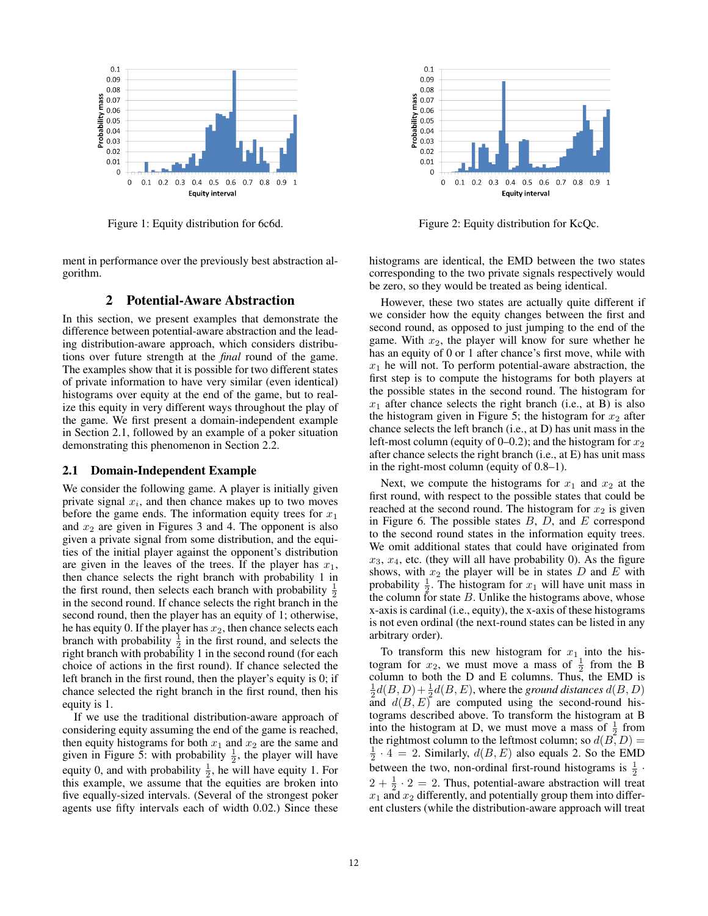0.1
0.09
0.08
0.07
0.06
0.05
0.04
0.03
0.02
0.01
0
Probability mass
0 0.1 0.2 0.3 0.4 0.5 0.6 0.7 0.8 0.9 1
Equity interval

Figure 1: Equity distribution for 6c6d.

0.1
0.09
0.08
0.07
0.06
0.05
0.04
0.03
0.02
0.01
0
Probability mass
0 0.1 0.2 0.3 0.4 0.5 0.6 0.7 0.8 0.9 1
Equity interval

Figure 2: Equity distribution for KcQc.

ment in performance over the previously best abstraction algorithm.

## 2 Potential-Aware Abstraction

In this section, we present examples that demonstrate the difference between potential-aware abstraction and the leading distribution-aware approach, which considers distributions over future strength at the *final* round of the game. The examples show that it is possible for two different states of private information to have very similar (even identical) histograms over equity at the end of the game, but to realize this equity in very different ways throughout the play of the game. We first present a domain-independent example in Section 2.1, followed by an example of a poker situation demonstrating this phenomenon in Section 2.2.

### 2.1 Domain-Independent Example

We consider the following game. A player is initially given private signal $x_i$, and then chance makes up to two moves before the game ends. The information equity trees for $x_1$ and $x_2$ are given in Figures 3 and 4. The opponent is also given a private signal from some distribution, and the equities of the initial player against the opponent's distribution are given in the leaves of the trees. If the player has $x_1$, then chance selects the right branch with probability 1 in the first round, then selects each branch with probability $\frac{1}{2}$ in the second round. If chance selects the right branch in the second round, then the player has an equity of 1; otherwise, he has equity 0. If the player has $x_2$, then chance selects each branch with probability $\frac{1}{2}$ in the first round, and selects the right branch with probability 1 in the second round (for each choice of actions in the first round). If chance selected the left branch in the first round, then the player's equity is 0; if chance selected the right branch in the first round, then his equity is 1.

If we use the traditional distribution-aware approach of considering equity assuming the end of the game is reached, then equity histograms for both $x_1$ and $x_2$ are the same and given in Figure 5: with probability $\frac{1}{2}$, the player will have equity 0, and with probability $\frac{1}{2}$, he will have equity 1. For this example, we assume that the equities are broken into five equally-sized intervals. (Several of the strongest poker agents use fifty intervals each of width 0.02.) Since these histograms are identical, the EMD between the two states corresponding to the two private signals respectively would be zero, so they would be treated as being identical.

However, these two states are actually quite different if we consider how the equity changes between the first and second round, as opposed to just jumping to the end of the game. With $x_2$, the player will know for sure whether he has an equity of 0 or 1 after chance's first move, while with $x_1$ he will not. To perform potential-aware abstraction, the first step is to compute the histograms for both players at the possible states in the second round. The histogram for $x_1$ after chance selects the right branch (i.e., at B) is also the histogram given in Figure 5; the histogram for $x_2$ after chance selects the left branch (i.e., at D) has unit mass in the left-most column (equity of 0–0.2); and the histogram for $x_2$ after chance selects the right branch (i.e., at E) has unit mass in the right-most column (equity of 0.8–1).

Next, we compute the histograms for $x_1$ and $x_2$ at the first round, with respect to the possible states that could be reached at the second round. The histogram for $x_2$ is given in Figure 6. The possible states $B$, $D$, and $E$ correspond to the second round states in the information equity trees. We omit additional states that could have originated from $x_3$, $x_4$, etc. (they will all have probability 0). As the figure shows, with $x_2$ the player will be in states $D$ and $E$ with probability $\frac{1}{2}$. The histogram for $x_1$ will have unit mass in the column for state $B$. Unlike the histograms above, whose x-axis is cardinal (i.e., equity), the x-axis of these histograms is not even ordinal (the next-round states can be listed in any arbitrary order).

To transform this new histogram for $x_1$ into the histogram for $x_2$, we must move a mass of $\frac{1}{2}$ from the B column to both the D and E columns. Thus, the EMD is $\frac{1}{2}d(B, D) + \frac{1}{2}d(B, E)$, where the *ground distances* $d(B, D)$ and $d(B, E)$ are computed using the second-round histograms described above. To transform the histogram at B into the histogram at D, we must move a mass of $\frac{1}{2}$ from the rightmost column to the leftmost column; so $d(B, D) = \frac{1}{2} \cdot 4 = 2$. Similarly, $d(B, E)$ also equals 2. So the EMD between the two, non-ordinal first-round histograms is $\frac{1}{2} \cdot 2 + \frac{1}{2} \cdot 2 = 2$. Thus, potential-aware abstraction will treat $x_1$ and $x_2$ differently, and potentially group them into different clusters (while the distribution-aware approach will treat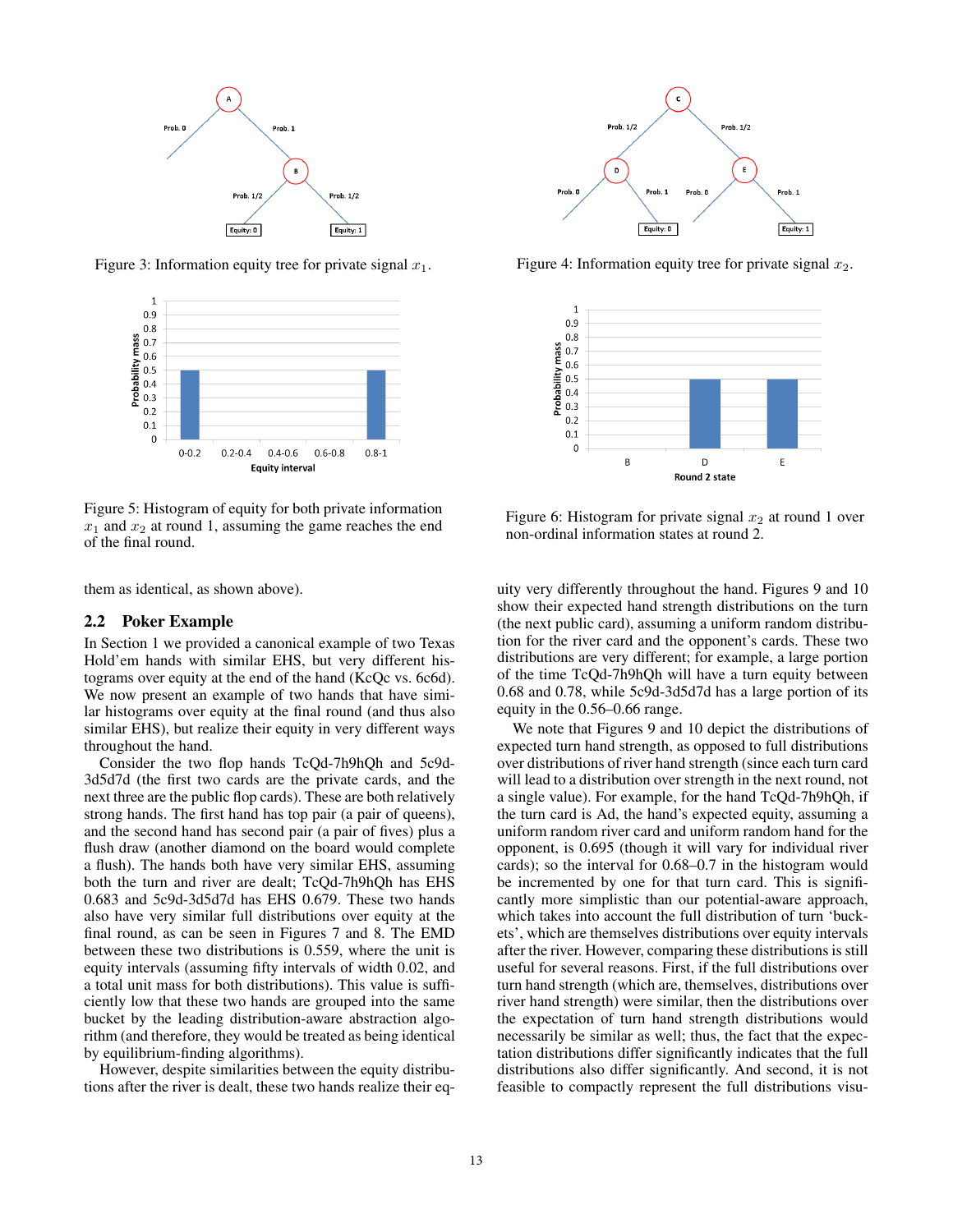Figure 3: Information equity tree for private signal $x_1$.

Figure 4: Information equity tree for private signal $x_2$.

Figure 5: Histogram of equity for both private information $x_1$ and $x_2$ at round 1, assuming the game reaches the end of the final round.

Figure 6: Histogram for private signal $x_2$ at round 1 over non-ordinal information states at round 2.

them as identical, as shown above).

## 2.2 Poker Example

In Section 1 we provided a canonical example of two Texas Hold'em hands with similar EHS, but very different histograms over equity at the end of the hand (KcQc vs. 6c6d). We now present an example of two hands that have similar histograms over equity at the final round (and thus also similar EHS), but realize their equity in very different ways throughout the hand.

Consider the two flop hands TcQd-7h9hQh and 5c9d-3d5d7d (the first two cards are the private cards, and the next three are the public flop cards). These are both relatively strong hands. The first hand has top pair (a pair of queens), and the second hand has second pair (a pair of fives) plus a flush draw (another diamond on the board would complete a flush). The hands both have very similar EHS, assuming both the turn and river are dealt; TcQd-7h9hQh has EHS 0.683 and 5c9d-3d5d7d has EHS 0.679. These two hands also have very similar full distributions over equity at the final round, as can be seen in Figures 7 and 8. The EMD between these two distributions is 0.559, where the unit is equity intervals (assuming fifty intervals of width 0.02, and a total unit mass for both distributions). This value is sufficiently low that these two hands are grouped into the same bucket by the leading distribution-aware abstraction algorithm (and therefore, they would be treated as being identical by equilibrium-finding algorithms).

However, despite similarities between the equity distributions after the river is dealt, these two hands realize their equity very differently throughout the hand. Figures 9 and 10 show their expected hand strength distributions on the turn (the next public card), assuming a uniform random distribution for the river card and the opponent's cards. These two distributions are very different; for example, a large portion of the time TcQd-7h9hQh will have a turn equity between 0.68 and 0.78, while 5c9d-3d5d7d has a large portion of its equity in the 0.56–0.66 range.

We note that Figures 9 and 10 depict the distributions of expected turn hand strength, as opposed to full distributions over distributions of river hand strength (since each turn card will lead to a distribution over strength in the next round, not a single value). For example, for the hand TcQd-7h9hQh, if the turn card is Ad, the hand's expected equity, assuming a uniform random river card and uniform random hand for the opponent, is 0.695 (though it will vary for individual river cards); so the interval for 0.68–0.7 in the histogram would be incremented by one for that turn card. This is significantly more simplistic than our potential-aware approach, which takes into account the full distribution of turn 'buckets', which are themselves distributions over equity intervals after the river. However, comparing these distributions is still useful for several reasons. First, if the full distributions over turn hand strength (which are, themselves, distributions over river hand strength) were similar, then the distributions over the expectation of turn hand strength distributions would necessarily be similar as well; thus, the fact that the expectation distributions differ significantly indicates that the full distributions also differ significantly. And second, it is not feasible to compactly represent the full distributions visu-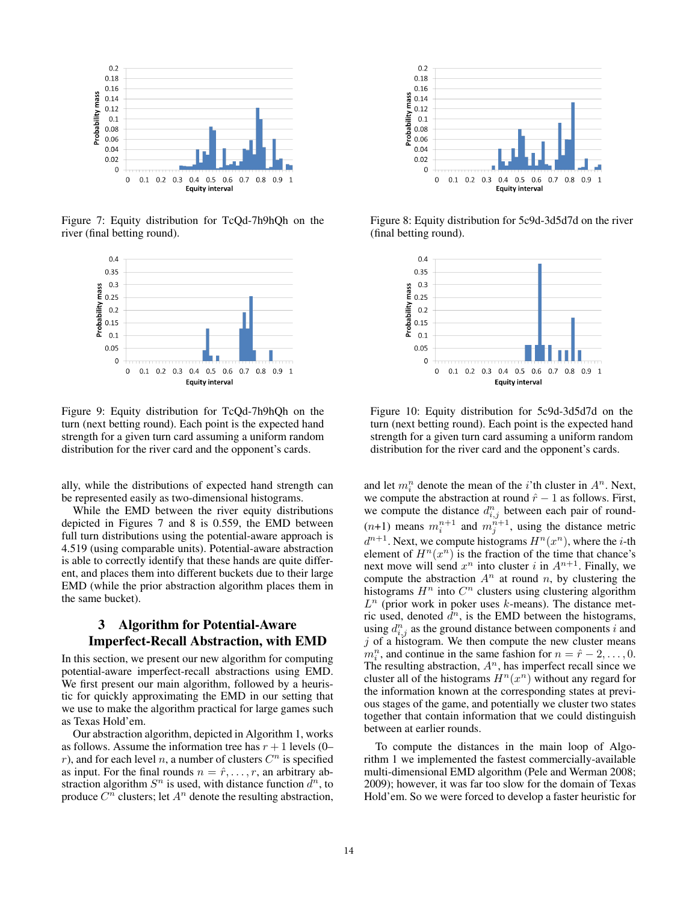Probability mass

0.2
0.18
0.16
0.14
0.12
0.1
0.08
0.06
0.04
0.02
0

0 0.1 0.2 0.3 0.4 0.5 0.6 0.7 0.8 0.9 1

Equity interval

Figure 7: Equity distribution for TcQd-7h9hQh on the river (final betting round).

Probability mass

0.2
0.18
0.16
0.14
0.12
0.1
0.08
0.06
0.04
0.02
0

0 0.1 0.2 0.3 0.4 0.5 0.6 0.7 0.8 0.9 1

Equity interval

Figure 8: Equity distribution for 5c9d-3d5d7d on the river (final betting round).

Probability mass

0.4
0.35
0.3
0.25
0.2
0.15
0.1
0.05
0

0 0.1 0.2 0.3 0.4 0.5 0.6 0.7 0.8 0.9 1

Equity interval

Figure 9: Equity distribution for TcQd-7h9hQh on the turn (next betting round). Each point is the expected hand strength for a given turn card assuming a uniform random distribution for the river card and the opponent's cards.

Probability mass

0.4
0.35
0.3
0.25
0.2
0.15
0.1
0.05
0

0 0.1 0.2 0.3 0.4 0.5 0.6 0.7 0.8 0.9 1

Equity interval

Figure 10: Equity distribution for 5c9d-3d5d7d on the turn (next betting round). Each point is the expected hand strength for a given turn card assuming a uniform random distribution for the river card and the opponent's cards.

ally, while the distributions of expected hand strength can be represented easily as two-dimensional histograms.

While the EMD between the river equity distributions depicted in Figures 7 and 8 is 0.559, the EMD between full turn distributions using the potential-aware approach is 4.519 (using comparable units). Potential-aware abstraction is able to correctly identify that these hands are quite different, and places them into different buckets due to their large EMD (while the prior abstraction algorithm places them in the same bucket).

## 3 Algorithm for Potential-Aware Imperfect-Recall Abstraction, with EMD

In this section, we present our new algorithm for computing potential-aware imperfect-recall abstractions using EMD. We first present our main algorithm, followed by a heuristic for quickly approximating the EMD in our setting that we use to make the algorithm practical for large games such as Texas Hold'em.

Our abstraction algorithm, depicted in Algorithm 1, works as follows. Assume the information tree has $r+1$ levels (0–$r$), and for each level $n$, a number of clusters $C^n$ is specified as input. For the final rounds $n = \hat{r}, \ldots, r$, an arbitrary abstraction algorithm $S^n$ is used, with distance function $d^n$, to produce $C^n$ clusters; let $A^n$ denote the resulting abstraction, and let $m_i^n$ denote the mean of the $i$'th cluster in $A^n$. Next, we compute the abstraction at round $\hat{r}-1$ as follows. First, we compute the distance $d_{i,j}^n$ between each pair of round-($n$+1) means $m_i^{n+1}$ and $m_j^{n+1}$, using the distance metric $d^{n+1}$. Next, we compute histograms $H^n(x^n)$, where the $i$-th element of $H^n(x^n)$ is the fraction of the time that chance's next move will send $x^n$ into cluster $i$ in $A^{n+1}$. Finally, we compute the abstraction $A^n$ at round $n$, by clustering the histograms $H^n$ into $C^n$ clusters using clustering algorithm $L^n$ (prior work in poker uses $k$-means). The distance metric used, denoted $d^n$, is the EMD between the histograms, using $d_{i,j}^n$ as the ground distance between components $i$ and $j$ of a histogram. We then compute the new cluster means $m_i^n$, and continue in the same fashion for $n = \hat{r}-2, \ldots, 0$. The resulting abstraction, $A^n$, has imperfect recall since we cluster all of the histograms $H^n(x^n)$ without any regard for the information known at the corresponding states at previous stages of the game, and potentially we cluster two states together that contain information that we could distinguish between at earlier rounds.

To compute the distances in the main loop of Algorithm 1 we implemented the fastest commercially-available multi-dimensional EMD algorithm (Pele and Werman 2008; 2009); however, it was far too slow for the domain of Texas Hold'em. So we were forced to develop a faster heuristic for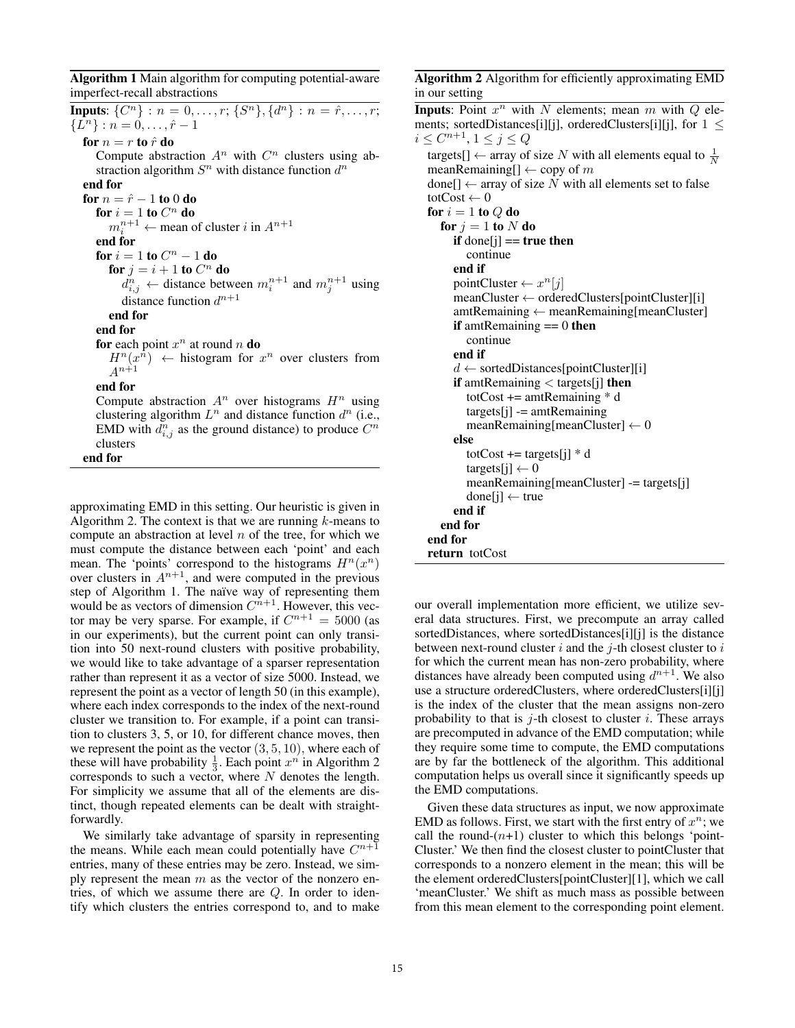**Algorithm 1** Main algorithm for computing potential-aware imperfect-recall abstractions

```
Inputs: {C^n} : n = 0,...,r; {S^n}, {d^n} : n = r̂,...,r; {L^n} : n = 0,...,r̂ − 1
for n = r to r̂ do
    Compute abstraction A^n with C^n clusters using abstraction algorithm S^n with distance function d^n
end for
for n = r̂ − 1 to 0 do
    for i = 1 to C^n do
        m_i^{n+1} ← mean of cluster i in A^{n+1}
    end for
    for i = 1 to C^n − 1 do
        for j = i + 1 to C^n do
            d_{i,j}^n ← distance between m_i^{n+1} and m_j^{n+1} using distance function d^{n+1}
        end for
    end for
    for each point x^n at round n do
        H^n(x^n) ← histogram for x^n over clusters from A^{n+1}
    end for
    Compute abstraction A^n over histograms H^n using clustering algorithm L^n and distance function d^n (i.e., EMD with d_{i,j}^n as the ground distance) to produce C^n clusters
end for
```

approximating EMD in this setting. Our heuristic is given in Algorithm 2. The context is that we are running $k$-means to compute an abstraction at level $n$ of the tree, for which we must compute the distance between each 'point' and each mean. The 'points' correspond to the histograms $H^n(x^n)$ over clusters in $A^{n+1}$, and were computed in the previous step of Algorithm 1. The naïve way of representing them would be as vectors of dimension $C^{n+1}$. However, this vector may be very sparse. For example, if $C^{n+1} = 5000$ (as in our experiments), but the current point can only transition into 50 next-round clusters with positive probability, we would like to take advantage of a sparser representation rather than represent it as a vector of size 5000. Instead, we represent the point as a vector of length 50 (in this example), where each index corresponds to the index of the next-round cluster we transition to. For example, if a point can transition to clusters 3, 5, or 10, for different chance moves, then we represent the point as the vector $(3, 5, 10)$, where each of these will have probability $\frac{1}{3}$. Each point $x^n$ in Algorithm 2 corresponds to such a vector, where $N$ denotes the length. For simplicity we assume that all of the elements are distinct, though repeated elements can be dealt with straightforwardly.

We similarly take advantage of sparsity in representing the means. While each mean could potentially have $C^{n+1}$ entries, many of these entries may be zero. Instead, we simply represent the mean $m$ as the vector of the nonzero entries, of which we assume there are $Q$. In order to identify which clusters the entries correspond to, and to make

**Algorithm 2** Algorithm for efficiently approximating EMD in our setting

```
Inputs: Point x^n with N elements; mean m with Q elements; sortedDistances[i][j], orderedClusters[i][j], for 1 ≤ i ≤ C^{n+1}, 1 ≤ j ≤ Q
targets[] ← array of size N with all elements equal to 1/N
meanRemaining[] ← copy of m
done[] ← array of size N with all elements set to false
totCost ← 0
for i = 1 to Q do
    for j = 1 to N do
        if done[j] == true then
            continue
        end if
        pointCluster ← x^n[j]
        meanCluster ← orderedClusters[pointCluster][i]
        amtRemaining ← meanRemaining[meanCluster]
        if amtRemaining == 0 then
            continue
        end if
        d ← sortedDistances[pointCluster][i]
        if amtRemaining < targets[j] then
            totCost += amtRemaining * d
            targets[j] -= amtRemaining
            meanRemaining[meanCluster] ← 0
        else
            totCost += targets[j] * d
            targets[j] ← 0
            meanRemaining[meanCluster] -= targets[j]
            done[j] ← true
        end if
    end for
end for
return totCost
```

our overall implementation more efficient, we utilize several data structures. First, we precompute an array called sortedDistances, where sortedDistances[i][j] is the distance between next-round cluster $i$ and the $j$-th closest cluster to $i$ for which the current mean has non-zero probability, where distances have already been computed using $d^{n+1}$. We also use a structure orderedClusters, where orderedClusters[i][j] is the index of the cluster that the mean assigns non-zero probability to that is $j$-th closest to cluster $i$. These arrays are precomputed in advance of the EMD computation; while they require some time to compute, the EMD computations are by far the bottleneck of the algorithm. This additional computation helps us overall since it significantly speeds up the EMD computations.

Given these data structures as input, we now approximate EMD as follows. First, we start with the first entry of $x^n$; we call the round-($n$+1) cluster to which this belongs 'pointCluster.' We then find the closest cluster to pointCluster that corresponds to a nonzero element in the mean; this will be the element orderedClusters[pointCluster][1], which we call 'meanCluster.' We shift as much mass as possible between from this mean element to the corresponding point element.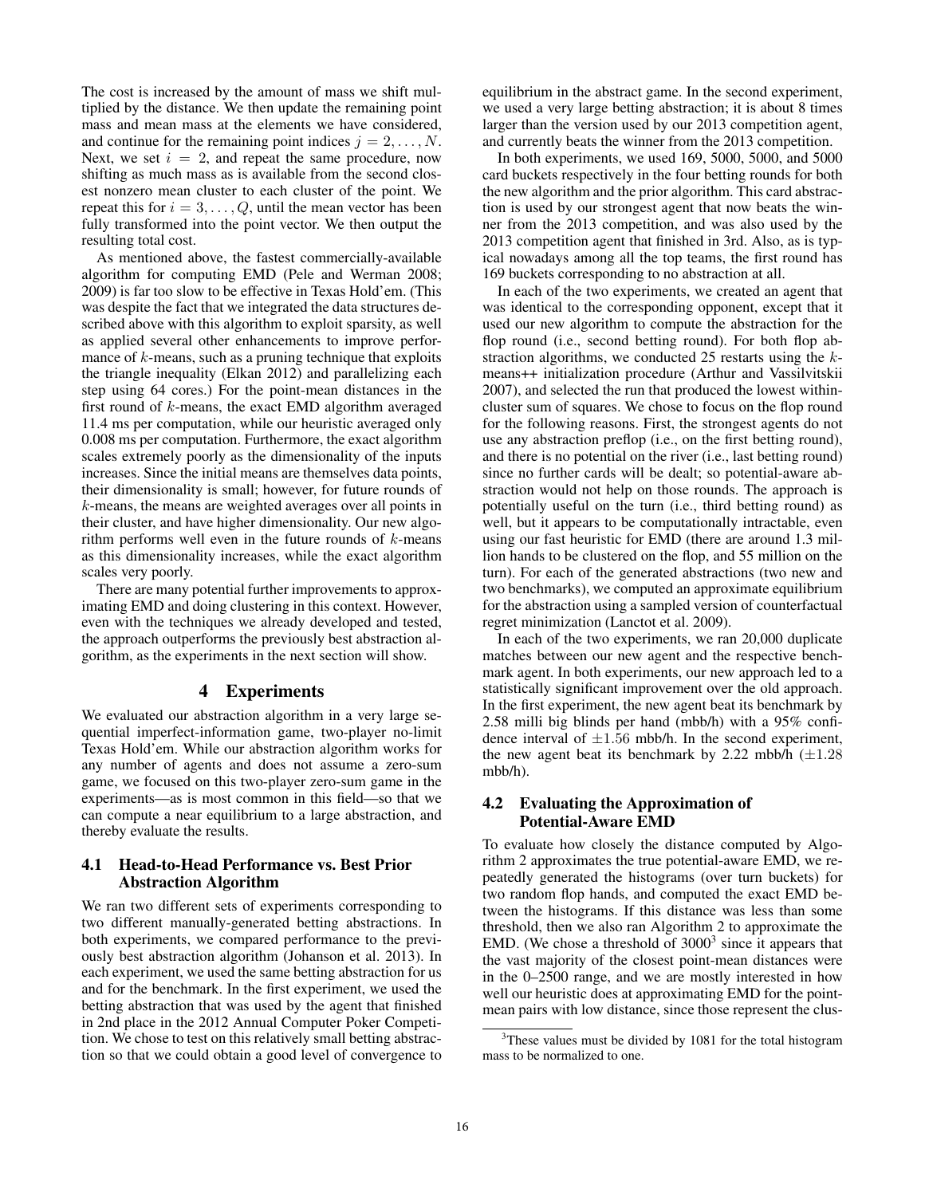The cost is increased by the amount of mass we shift multiplied by the distance. We then update the remaining point mass and mean mass at the elements we have considered, and continue for the remaining point indices $j = 2, \ldots, N$. Next, we set $i = 2$, and repeat the same procedure, now shifting as much mass as is available from the second closest nonzero mean cluster to each cluster of the point. We repeat this for $i = 3, \ldots, Q$, until the mean vector has been fully transformed into the point vector. We then output the resulting total cost.

As mentioned above, the fastest commercially-available algorithm for computing EMD (Pele and Werman 2008; 2009) is far too slow to be effective in Texas Hold'em. (This was despite the fact that we integrated the data structures described above with this algorithm to exploit sparsity, as well as applied several other enhancements to improve performance of $k$-means, such as a pruning technique that exploits the triangle inequality (Elkan 2012) and parallelizing each step using 64 cores.) For the point-mean distances in the first round of $k$-means, the exact EMD algorithm averaged 11.4 ms per computation, while our heuristic averaged only 0.008 ms per computation. Furthermore, the exact algorithm scales extremely poorly as the dimensionality of the inputs increases. Since the initial means are themselves data points, their dimensionality is small; however, for future rounds of $k$-means, the means are weighted averages over all points in their cluster, and have higher dimensionality. Our new algorithm performs well even in the future rounds of $k$-means as this dimensionality increases, while the exact algorithm scales very poorly.

There are many potential further improvements to approximating EMD and doing clustering in this context. However, even with the techniques we already developed and tested, the approach outperforms the previously best abstraction algorithm, as the experiments in the next section will show.

# 4 Experiments

We evaluated our abstraction algorithm in a very large sequential imperfect-information game, two-player no-limit Texas Hold'em. While our abstraction algorithm works for any number of agents and does not assume a zero-sum game, we focused on this two-player zero-sum game in the experiments—as is most common in this field—so that we can compute a near equilibrium to a large abstraction, and thereby evaluate the results.

## 4.1 Head-to-Head Performance vs. Best Prior Abstraction Algorithm

We ran two different sets of experiments corresponding to two different manually-generated betting abstractions. In both experiments, we compared performance to the previously best abstraction algorithm (Johanson et al. 2013). In each experiment, we used the same betting abstraction for us and for the benchmark. In the first experiment, we used the betting abstraction that was used by the agent that finished in 2nd place in the 2012 Annual Computer Poker Competition. We chose to test on this relatively small betting abstraction so that we could obtain a good level of convergence to equilibrium in the abstract game. In the second experiment, we used a very large betting abstraction; it is about 8 times larger than the version used by our 2013 competition agent, and currently beats the winner from the 2013 competition.

In both experiments, we used 169, 5000, 5000, and 5000 card buckets respectively in the four betting rounds for both the new algorithm and the prior algorithm. This card abstraction is used by our strongest agent that now beats the winner from the 2013 competition, and was also used by the 2013 competition agent that finished in 3rd. Also, as is typical nowadays among all the top teams, the first round has 169 buckets corresponding to no abstraction at all.

In each of the two experiments, we created an agent that was identical to the corresponding opponent, except that it used our new algorithm to compute the abstraction for the flop round (i.e., second betting round). For both flop abstraction algorithms, we conducted 25 restarts using the $k$-means++ initialization procedure (Arthur and Vassilvitskii 2007), and selected the run that produced the lowest within-cluster sum of squares. We chose to focus on the flop round for the following reasons. First, the strongest agents do not use any abstraction preflop (i.e., on the first betting round), and there is no potential on the river (i.e., last betting round) since no further cards will be dealt; so potential-aware abstraction would not help on those rounds. The approach is potentially useful on the turn (i.e., third betting round) as well, but it appears to be computationally intractable, even using our fast heuristic for EMD (there are around 1.3 million hands to be clustered on the flop, and 55 million on the turn). For each of the generated abstractions (two new and two benchmarks), we computed an approximate equilibrium for the abstraction using a sampled version of counterfactual regret minimization (Lanctot et al. 2009).

In each of the two experiments, we ran 20,000 duplicate matches between our new agent and the respective benchmark agent. In both experiments, our new approach led to a statistically significant improvement over the old approach. In the first experiment, the new agent beat its benchmark by 2.58 milli big blinds per hand (mbb/h) with a 95% confidence interval of $\pm 1.56$ mbb/h. In the second experiment, the new agent beat its benchmark by 2.22 mbb/h ($\pm 1.28$ mbb/h).

## 4.2 Evaluating the Approximation of Potential-Aware EMD

To evaluate how closely the distance computed by Algorithm 2 approximates the true potential-aware EMD, we repeatedly generated the histograms (over turn buckets) for two random flop hands, and computed the exact EMD between the histograms. If this distance was less than some threshold, then we also ran Algorithm 2 to approximate the EMD. (We chose a threshold of 3000[3] since it appears that the vast majority of the closest point-mean distances were in the 0–2500 range, and we are mostly interested in how well our heuristic does at approximating EMD for the point-mean pairs with low distance, since those represent the clus-

[3]These values must be divided by 1081 for the total histogram mass to be normalized to one.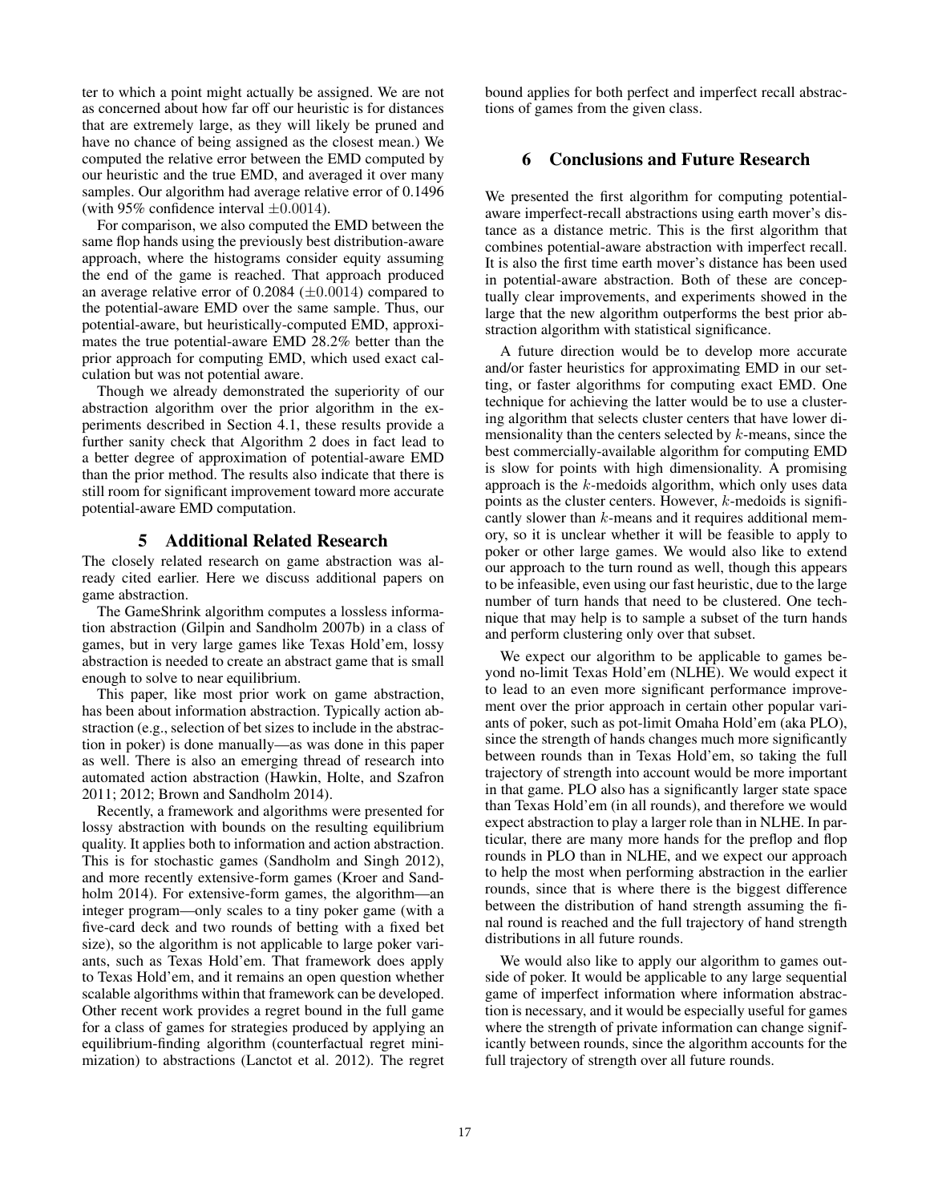ter to which a point might actually be assigned. We are not as concerned about how far off our heuristic is for distances that are extremely large, as they will likely be pruned and have no chance of being assigned as the closest mean.) We computed the relative error between the EMD computed by our heuristic and the true EMD, and averaged it over many samples. Our algorithm had average relative error of 0.1496 (with 95% confidence interval $\pm 0.0014$).

For comparison, we also computed the EMD between the same flop hands using the previously best distribution-aware approach, where the histograms consider equity assuming the end of the game is reached. That approach produced an average relative error of 0.2084 ($\pm 0.0014$) compared to the potential-aware EMD over the same sample. Thus, our potential-aware, but heuristically-computed EMD, approximates the true potential-aware EMD 28.2% better than the prior approach for computing EMD, which used exact calculation but was not potential aware.

Though we already demonstrated the superiority of our abstraction algorithm over the prior algorithm in the experiments described in Section 4.1, these results provide a further sanity check that Algorithm 2 does in fact lead to a better degree of approximation of potential-aware EMD than the prior method. The results also indicate that there is still room for significant improvement toward more accurate potential-aware EMD computation.

## 5 Additional Related Research

The closely related research on game abstraction was already cited earlier. Here we discuss additional papers on game abstraction.

The GameShrink algorithm computes a lossless information abstraction (Gilpin and Sandholm 2007b) in a class of games, but in very large games like Texas Hold'em, lossy abstraction is needed to create an abstract game that is small enough to solve to near equilibrium.

This paper, like most prior work on game abstraction, has been about information abstraction. Typically action abstraction (e.g., selection of bet sizes to include in the abstraction in poker) is done manually—as was done in this paper as well. There is also an emerging thread of research into automated action abstraction (Hawkin, Holte, and Szafron 2011; 2012; Brown and Sandholm 2014).

Recently, a framework and algorithms were presented for lossy abstraction with bounds on the resulting equilibrium quality. It applies both to information and action abstraction. This is for stochastic games (Sandholm and Singh 2012), and more recently extensive-form games (Kroer and Sandholm 2014). For extensive-form games, the algorithm—an integer program—only scales to a tiny poker game (with a five-card deck and two rounds of betting with a fixed bet size), so the algorithm is not applicable to large poker variants, such as Texas Hold'em. That framework does apply to Texas Hold'em, and it remains an open question whether scalable algorithms within that framework can be developed. Other recent work provides a regret bound in the full game for a class of games for strategies produced by applying an equilibrium-finding algorithm (counterfactual regret minimization) to abstractions (Lanctot et al. 2012). The regret bound applies for both perfect and imperfect recall abstractions of games from the given class.

## 6 Conclusions and Future Research

We presented the first algorithm for computing potential-aware imperfect-recall abstractions using earth mover's distance as a distance metric. This is the first algorithm that combines potential-aware abstraction with imperfect recall. It is also the first time earth mover's distance has been used in potential-aware abstraction. Both of these are conceptually clear improvements, and experiments showed in the large that the new algorithm outperforms the best prior abstraction algorithm with statistical significance.

A future direction would be to develop more accurate and/or faster heuristics for approximating EMD in our setting, or faster algorithms for computing exact EMD. One technique for achieving the latter would be to use a clustering algorithm that selects cluster centers that have lower dimensionality than the centers selected by $k$-means, since the best commercially-available algorithm for computing EMD is slow for points with high dimensionality. A promising approach is the $k$-medoids algorithm, which only uses data points as the cluster centers. However, $k$-medoids is significantly slower than $k$-means and it requires additional memory, so it is unclear whether it will be feasible to apply to poker or other large games. We would also like to extend our approach to the turn round as well, though this appears to be infeasible, even using our fast heuristic, due to the large number of turn hands that need to be clustered. One technique that may help is to sample a subset of the turn hands and perform clustering only over that subset.

We expect our algorithm to be applicable to games beyond no-limit Texas Hold'em (NLHE). We would expect it to lead to an even more significant performance improvement over the prior approach in certain other popular variants of poker, such as pot-limit Omaha Hold'em (aka PLO), since the strength of hands changes much more significantly between rounds than in Texas Hold'em, so taking the full trajectory of strength into account would be more important in that game. PLO also has a significantly larger state space than Texas Hold'em (in all rounds), and therefore we would expect abstraction to play a larger role than in NLHE. In particular, there are many more hands for the preflop and flop rounds in PLO than in NLHE, and we expect our approach to help the most when performing abstraction in the earlier rounds, since that is where there is the biggest difference between the distribution of hand strength assuming the final round is reached and the full trajectory of hand strength distributions in all future rounds.

We would also like to apply our algorithm to games outside of poker. It would be applicable to any large sequential game of imperfect information where information abstraction is necessary, and it would be especially useful for games where the strength of private information can change significantly between rounds, since the algorithm accounts for the full trajectory of strength over all future rounds.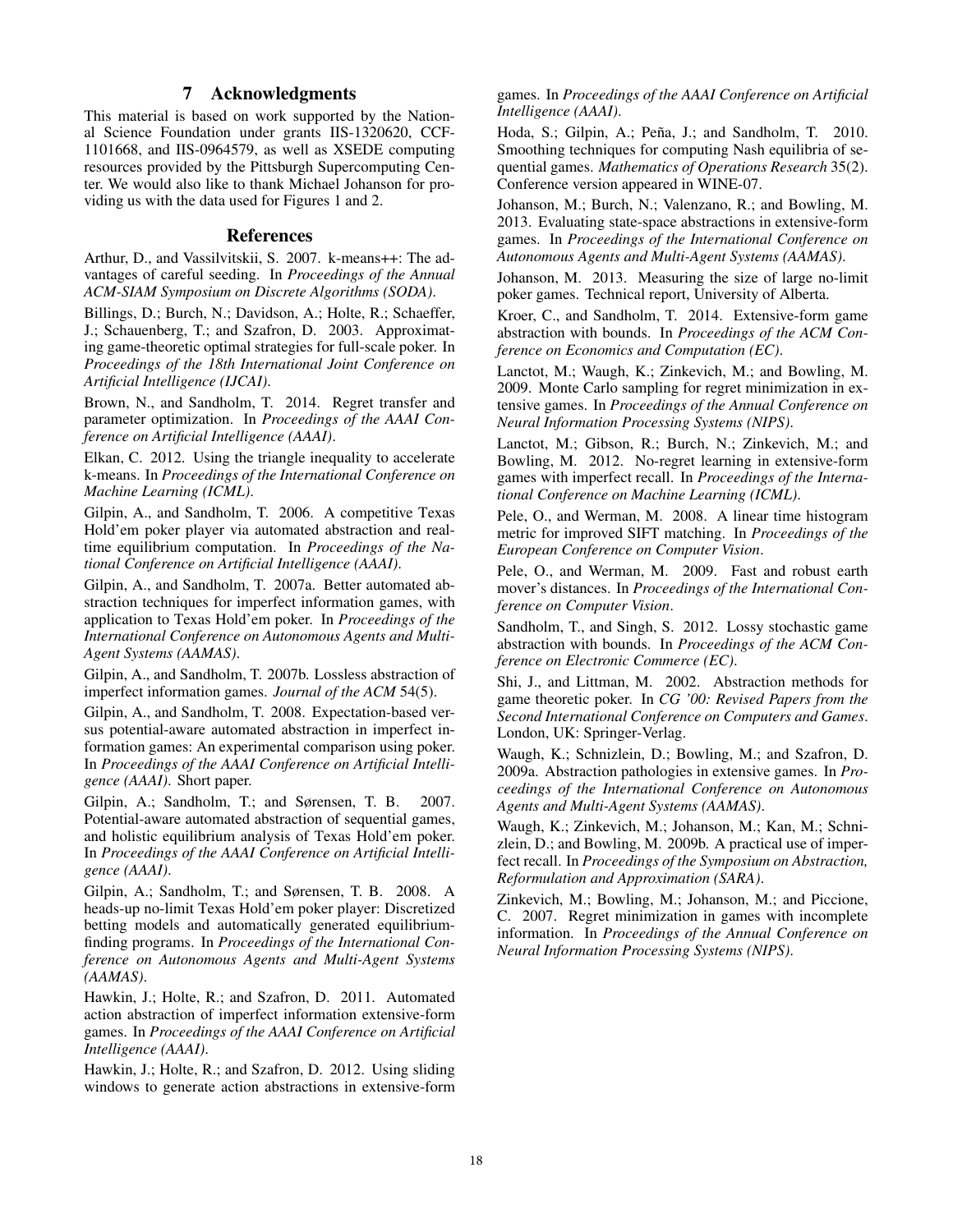## 7 Acknowledgments

This material is based on work supported by the National Science Foundation under grants IIS-1320620, CCF-1101668, and IIS-0964579, as well as XSEDE computing resources provided by the Pittsburgh Supercomputing Center. We would also like to thank Michael Johanson for providing us with the data used for Figures 1 and 2.

## References

Arthur, D., and Vassilvitskii, S. 2007. k-means++: The advantages of careful seeding. In *Proceedings of the Annual ACM-SIAM Symposium on Discrete Algorithms (SODA)*.

Billings, D.; Burch, N.; Davidson, A.; Holte, R.; Schaeffer, J.; Schauenberg, T.; and Szafron, D. 2003. Approximating game-theoretic optimal strategies for full-scale poker. In *Proceedings of the 18th International Joint Conference on Artificial Intelligence (IJCAI)*.

Brown, N., and Sandholm, T. 2014. Regret transfer and parameter optimization. In *Proceedings of the AAAI Conference on Artificial Intelligence (AAAI)*.

Elkan, C. 2012. Using the triangle inequality to accelerate k-means. In *Proceedings of the International Conference on Machine Learning (ICML)*.

Gilpin, A., and Sandholm, T. 2006. A competitive Texas Hold'em poker player via automated abstraction and real-time equilibrium computation. In *Proceedings of the National Conference on Artificial Intelligence (AAAI)*.

Gilpin, A., and Sandholm, T. 2007a. Better automated abstraction techniques for imperfect information games, with application to Texas Hold'em poker. In *Proceedings of the International Conference on Autonomous Agents and Multi-Agent Systems (AAMAS)*.

Gilpin, A., and Sandholm, T. 2007b. Lossless abstraction of imperfect information games. *Journal of the ACM* 54(5).

Gilpin, A., and Sandholm, T. 2008. Expectation-based versus potential-aware automated abstraction in imperfect information games: An experimental comparison using poker. In *Proceedings of the AAAI Conference on Artificial Intelligence (AAAI)*. Short paper.

Gilpin, A.; Sandholm, T.; and Sørensen, T. B. 2007. Potential-aware automated abstraction of sequential games, and holistic equilibrium analysis of Texas Hold'em poker. In *Proceedings of the AAAI Conference on Artificial Intelligence (AAAI)*.

Gilpin, A.; Sandholm, T.; and Sørensen, T. B. 2008. A heads-up no-limit Texas Hold'em poker player: Discretized betting models and automatically generated equilibrium-finding programs. In *Proceedings of the International Conference on Autonomous Agents and Multi-Agent Systems (AAMAS)*.

Hawkin, J.; Holte, R.; and Szafron, D. 2011. Automated action abstraction of imperfect information extensive-form games. In *Proceedings of the AAAI Conference on Artificial Intelligence (AAAI)*.

Hawkin, J.; Holte, R.; and Szafron, D. 2012. Using sliding windows to generate action abstractions in extensive-form games. In *Proceedings of the AAAI Conference on Artificial Intelligence (AAAI)*.

Hoda, S.; Gilpin, A.; Peña, J.; and Sandholm, T. 2010. Smoothing techniques for computing Nash equilibria of sequential games. *Mathematics of Operations Research* 35(2). Conference version appeared in WINE-07.

Johanson, M.; Burch, N.; Valenzano, R.; and Bowling, M. 2013. Evaluating state-space abstractions in extensive-form games. In *Proceedings of the International Conference on Autonomous Agents and Multi-Agent Systems (AAMAS)*.

Johanson, M. 2013. Measuring the size of large no-limit poker games. Technical report, University of Alberta.

Kroer, C., and Sandholm, T. 2014. Extensive-form game abstraction with bounds. In *Proceedings of the ACM Conference on Economics and Computation (EC)*.

Lanctot, M.; Waugh, K.; Zinkevich, M.; and Bowling, M. 2009. Monte Carlo sampling for regret minimization in extensive games. In *Proceedings of the Annual Conference on Neural Information Processing Systems (NIPS)*.

Lanctot, M.; Gibson, R.; Burch, N.; Zinkevich, M.; and Bowling, M. 2012. No-regret learning in extensive-form games with imperfect recall. In *Proceedings of the International Conference on Machine Learning (ICML)*.

Pele, O., and Werman, M. 2008. A linear time histogram metric for improved SIFT matching. In *Proceedings of the European Conference on Computer Vision*.

Pele, O., and Werman, M. 2009. Fast and robust earth mover's distances. In *Proceedings of the International Conference on Computer Vision*.

Sandholm, T., and Singh, S. 2012. Lossy stochastic game abstraction with bounds. In *Proceedings of the ACM Conference on Electronic Commerce (EC)*.

Shi, J., and Littman, M. 2002. Abstraction methods for game theoretic poker. In *CG '00: Revised Papers from the Second International Conference on Computers and Games*. London, UK: Springer-Verlag.

Waugh, K.; Schnizlein, D.; Bowling, M.; and Szafron, D. 2009a. Abstraction pathologies in extensive games. In *Proceedings of the International Conference on Autonomous Agents and Multi-Agent Systems (AAMAS)*.

Waugh, K.; Zinkevich, M.; Johanson, M.; Kan, M.; Schnizlein, D.; and Bowling, M. 2009b. A practical use of imperfect recall. In *Proceedings of the Symposium on Abstraction, Reformulation and Approximation (SARA)*.

Zinkevich, M.; Bowling, M.; Johanson, M.; and Piccione, C. 2007. Regret minimization in games with incomplete information. In *Proceedings of the Annual Conference on Neural Information Processing Systems (NIPS)*.